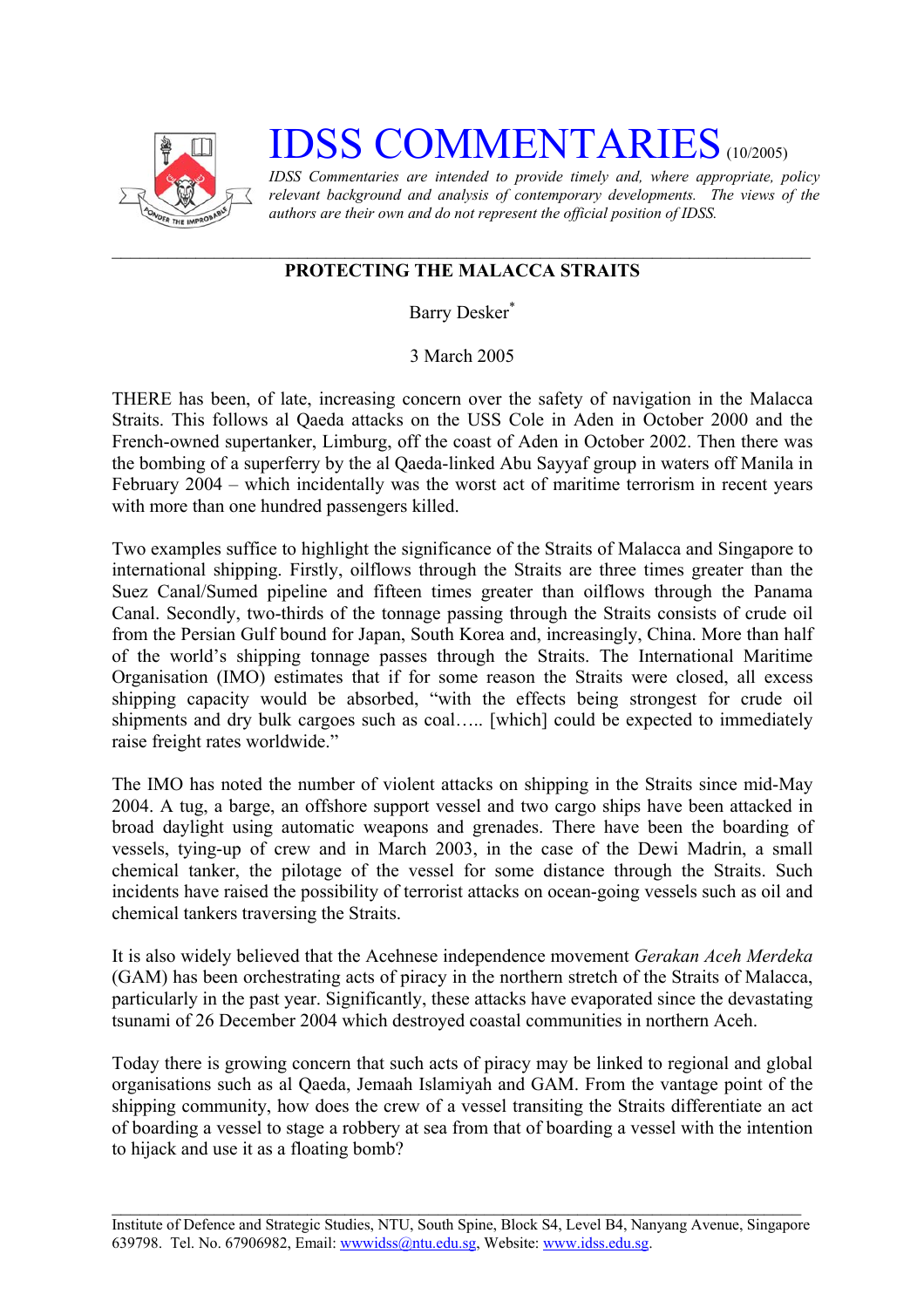# IDSS COMMENTARIES (10/2005)

*IDSS Commentaries are intended to provide timely and, where appropriate, policy relevant background and analysis of contemporary developments. The views of the authors are their own and do not represent the official position of IDSS.*

---

## PROTECTING THE MALACCA STRAITS

Barry Desker*

3 March 2005

THERE has been, of late, increasing concern over the safety of navigation in the Malacca Straits. This follows al Qaeda attacks on the USS Cole in Aden in October 2000 and the French-owned supertanker, Limburg, off the coast of Aden in October 2002. Then there was the bombing of a superferry by the al Qaeda-linked Abu Sayyaf group in waters off Manila in February 2004 – which incidentally was the worst act of maritime terrorism in recent years with more than one hundred passengers killed.

Two examples suffice to highlight the significance of the Straits of Malacca and Singapore to international shipping. Firstly, oilflows through the Straits are three times greater than the Suez Canal/Sumed pipeline and fifteen times greater than oilflows through the Panama Canal. Secondly, two-thirds of the tonnage passing through the Straits consists of crude oil from the Persian Gulf bound for Japan, South Korea and, increasingly, China. More than half of the world's shipping tonnage passes through the Straits. The International Maritime Organisation (IMO) estimates that if for some reason the Straits were closed, all excess shipping capacity would be absorbed, "with the effects being strongest for crude oil shipments and dry bulk cargoes such as coal….. [which] could be expected to immediately raise freight rates worldwide."

The IMO has noted the number of violent attacks on shipping in the Straits since mid-May 2004. A tug, a barge, an offshore support vessel and two cargo ships have been attacked in broad daylight using automatic weapons and grenades. There have been the boarding of vessels, tying-up of crew and in March 2003, in the case of the Dewi Madrin, a small chemical tanker, the pilotage of the vessel for some distance through the Straits. Such incidents have raised the possibility of terrorist attacks on ocean-going vessels such as oil and chemical tankers traversing the Straits.

It is also widely believed that the Acehnese independence movement *Gerakan Aceh Merdeka* (GAM) has been orchestrating acts of piracy in the northern stretch of the Straits of Malacca, particularly in the past year. Significantly, these attacks have evaporated since the devastating tsunami of 26 December 2004 which destroyed coastal communities in northern Aceh.

Today there is growing concern that such acts of piracy may be linked to regional and global organisations such as al Qaeda, Jemaah Islamiyah and GAM. From the vantage point of the shipping community, how does the crew of a vessel transiting the Straits differentiate an act of boarding a vessel to stage a robbery at sea from that of boarding a vessel with the intention to hijack and use it as a floating bomb?

---

Institute of Defence and Strategic Studies, NTU, South Spine, Block S4, Level B4, Nanyang Avenue, Singapore 639798. Tel. No. 67906982, Email: wwwidss@ntu.edu.sg, Website: www.idss.edu.sg.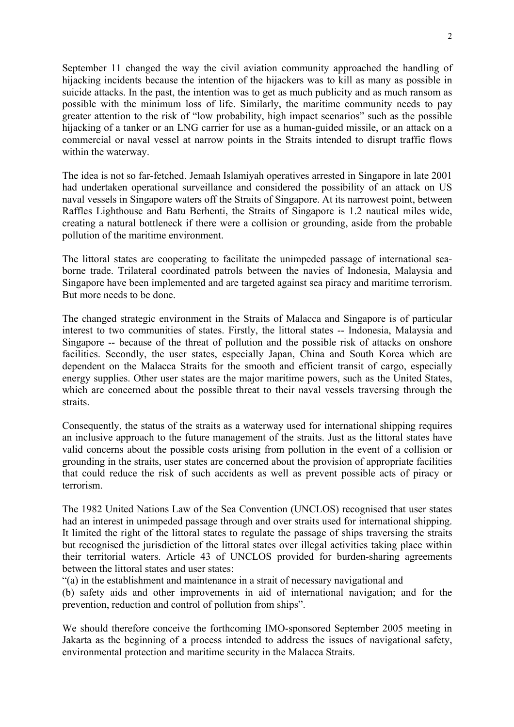September 11 changed the way the civil aviation community approached the handling of hijacking incidents because the intention of the hijackers was to kill as many as possible in suicide attacks. In the past, the intention was to get as much publicity and as much ransom as possible with the minimum loss of life. Similarly, the maritime community needs to pay greater attention to the risk of "low probability, high impact scenarios" such as the possible hijacking of a tanker or an LNG carrier for use as a human-guided missile, or an attack on a commercial or naval vessel at narrow points in the Straits intended to disrupt traffic flows within the waterway.

The idea is not so far-fetched. Jemaah Islamiyah operatives arrested in Singapore in late 2001 had undertaken operational surveillance and considered the possibility of an attack on US naval vessels in Singapore waters off the Straits of Singapore. At its narrowest point, between Raffles Lighthouse and Batu Berhenti, the Straits of Singapore is 1.2 nautical miles wide, creating a natural bottleneck if there were a collision or grounding, aside from the probable pollution of the maritime environment.

The littoral states are cooperating to facilitate the unimpeded passage of international sea-borne trade. Trilateral coordinated patrols between the navies of Indonesia, Malaysia and Singapore have been implemented and are targeted against sea piracy and maritime terrorism. But more needs to be done.

The changed strategic environment in the Straits of Malacca and Singapore is of particular interest to two communities of states. Firstly, the littoral states -- Indonesia, Malaysia and Singapore -- because of the threat of pollution and the possible risk of attacks on onshore facilities. Secondly, the user states, especially Japan, China and South Korea which are dependent on the Malacca Straits for the smooth and efficient transit of cargo, especially energy supplies. Other user states are the major maritime powers, such as the United States, which are concerned about the possible threat to their naval vessels traversing through the straits.

Consequently, the status of the straits as a waterway used for international shipping requires an inclusive approach to the future management of the straits. Just as the littoral states have valid concerns about the possible costs arising from pollution in the event of a collision or grounding in the straits, user states are concerned about the provision of appropriate facilities that could reduce the risk of such accidents as well as prevent possible acts of piracy or terrorism.

The 1982 United Nations Law of the Sea Convention (UNCLOS) recognised that user states had an interest in unimpeded passage through and over straits used for international shipping. It limited the right of the littoral states to regulate the passage of ships traversing the straits but recognised the jurisdiction of the littoral states over illegal activities taking place within their territorial waters. Article 43 of UNCLOS provided for burden-sharing agreements between the littoral states and user states:

"(a) in the establishment and maintenance in a strait of necessary navigational and

(b) safety aids and other improvements in aid of international navigation; and for the prevention, reduction and control of pollution from ships".

We should therefore conceive the forthcoming IMO-sponsored September 2005 meeting in Jakarta as the beginning of a process intended to address the issues of navigational safety, environmental protection and maritime security in the Malacca Straits.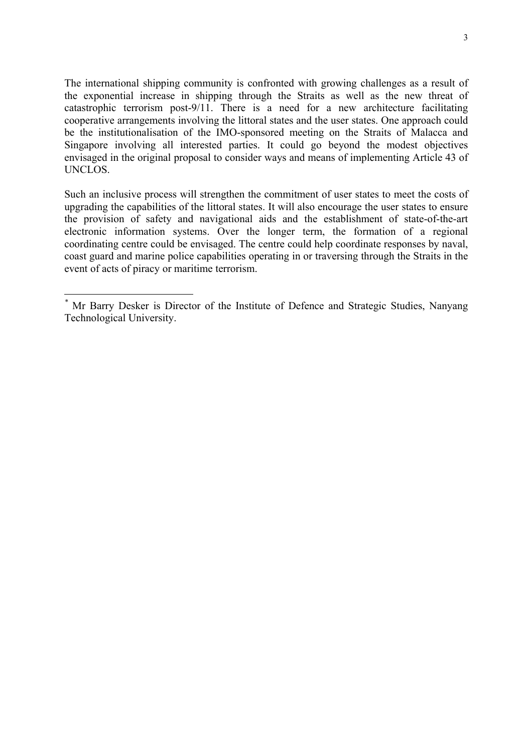The international shipping community is confronted with growing challenges as a result of the exponential increase in shipping through the Straits as well as the new threat of catastrophic terrorism post-9/11. There is a need for a new architecture facilitating cooperative arrangements involving the littoral states and the user states. One approach could be the institutionalisation of the IMO-sponsored meeting on the Straits of Malacca and Singapore involving all interested parties. It could go beyond the modest objectives envisaged in the original proposal to consider ways and means of implementing Article 43 of UNCLOS.

Such an inclusive process will strengthen the commitment of user states to meet the costs of upgrading the capabilities of the littoral states. It will also encourage the user states to ensure the provision of safety and navigational aids and the establishment of state-of-the-art electronic information systems. Over the longer term, the formation of a regional coordinating centre could be envisaged. The centre could help coordinate responses by naval, coast guard and marine police capabilities operating in or traversing through the Straits in the event of acts of piracy or maritime terrorism.

---

[*] Mr Barry Desker is Director of the Institute of Defence and Strategic Studies, Nanyang Technological University.